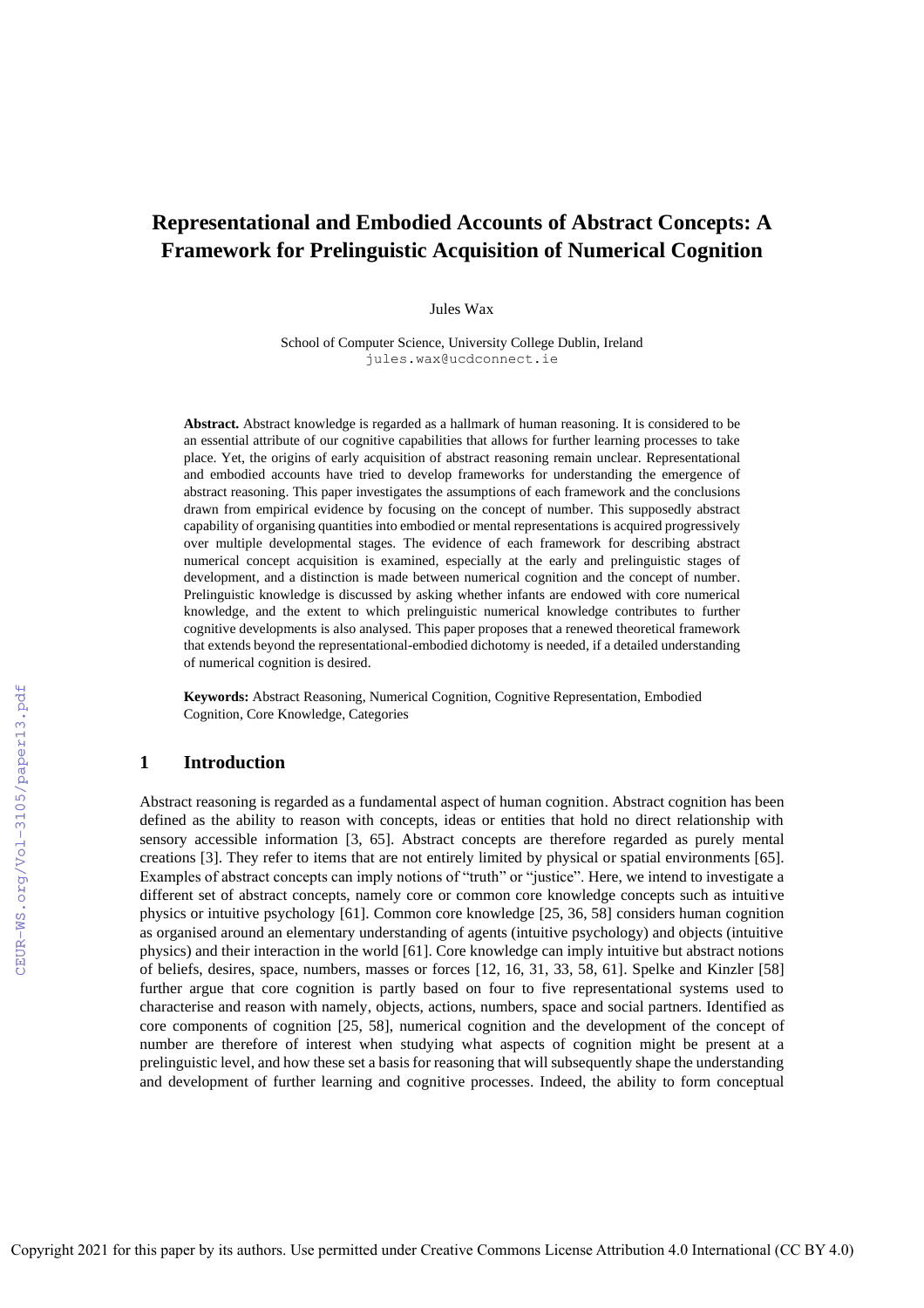# Representational and Embodied Accounts of Abstract Concepts: A Framework for Prelinguistic Acquisition of Numerical Cognition

Jules Wax

School of Computer Science, University College Dublin, Ireland
jules.wax@ucdconnect.ie

**Abstract.** Abstract knowledge is regarded as a hallmark of human reasoning. It is considered to be an essential attribute of our cognitive capabilities that allows for further learning processes to take place. Yet, the origins of early acquisition of abstract reasoning remain unclear. Representational and embodied accounts have tried to develop frameworks for understanding the emergence of abstract reasoning. This paper investigates the assumptions of each framework and the conclusions drawn from empirical evidence by focusing on the concept of number. This supposedly abstract capability of organising quantities into embodied or mental representations is acquired progressively over multiple developmental stages. The evidence of each framework for describing abstract numerical concept acquisition is examined, especially at the early and prelinguistic stages of development, and a distinction is made between numerical cognition and the concept of number. Prelinguistic knowledge is discussed by asking whether infants are endowed with core numerical knowledge, and the extent to which prelinguistic numerical knowledge contributes to further cognitive developments is also analysed. This paper proposes that a renewed theoretical framework that extends beyond the representational-embodied dichotomy is needed, if a detailed understanding of numerical cognition is desired.

**Keywords:** Abstract Reasoning, Numerical Cognition, Cognitive Representation, Embodied Cognition, Core Knowledge, Categories

## 1 Introduction

Abstract reasoning is regarded as a fundamental aspect of human cognition. Abstract cognition has been defined as the ability to reason with concepts, ideas or entities that hold no direct relationship with sensory accessible information [3, 65]. Abstract concepts are therefore regarded as purely mental creations [3]. They refer to items that are not entirely limited by physical or spatial environments [65]. Examples of abstract concepts can imply notions of "truth" or "justice". Here, we intend to investigate a different set of abstract concepts, namely core or common core knowledge concepts such as intuitive physics or intuitive psychology [61]. Common core knowledge [25, 36, 58] considers human cognition as organised around an elementary understanding of agents (intuitive psychology) and objects (intuitive physics) and their interaction in the world [61]. Core knowledge can imply intuitive but abstract notions of beliefs, desires, space, numbers, masses or forces [12, 16, 31, 33, 58, 61]. Spelke and Kinzler [58] further argue that core cognition is partly based on four to five representational systems used to characterise and reason with namely, objects, actions, numbers, space and social partners. Identified as core components of cognition [25, 58], numerical cognition and the development of the concept of number are therefore of interest when studying what aspects of cognition might be present at a prelinguistic level, and how these set a basis for reasoning that will subsequently shape the understanding and development of further learning and cognitive processes. Indeed, the ability to form conceptual

Copyright 2021 for this paper by its authors. Use permitted under Creative Commons License Attribution 4.0 International (CC BY 4.0)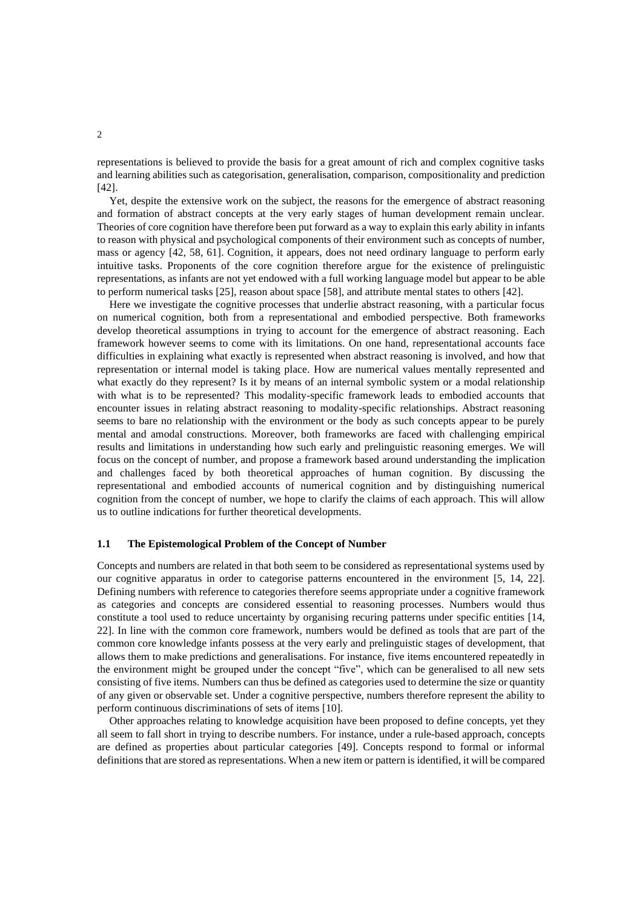representations is believed to provide the basis for a great amount of rich and complex cognitive tasks and learning abilities such as categorisation, generalisation, comparison, compositionality and prediction [42].

Yet, despite the extensive work on the subject, the reasons for the emergence of abstract reasoning and formation of abstract concepts at the very early stages of human development remain unclear. Theories of core cognition have therefore been put forward as a way to explain this early ability in infants to reason with physical and psychological components of their environment such as concepts of number, mass or agency [42, 58, 61]. Cognition, it appears, does not need ordinary language to perform early intuitive tasks. Proponents of the core cognition therefore argue for the existence of prelinguistic representations, as infants are not yet endowed with a full working language model but appear to be able to perform numerical tasks [25], reason about space [58], and attribute mental states to others [42].

Here we investigate the cognitive processes that underlie abstract reasoning, with a particular focus on numerical cognition, both from a representational and embodied perspective. Both frameworks develop theoretical assumptions in trying to account for the emergence of abstract reasoning. Each framework however seems to come with its limitations. On one hand, representational accounts face difficulties in explaining what exactly is represented when abstract reasoning is involved, and how that representation or internal model is taking place. How are numerical values mentally represented and what exactly do they represent? Is it by means of an internal symbolic system or a modal relationship with what is to be represented? This modality-specific framework leads to embodied accounts that encounter issues in relating abstract reasoning to modality-specific relationships. Abstract reasoning seems to bare no relationship with the environment or the body as such concepts appear to be purely mental and amodal constructions. Moreover, both frameworks are faced with challenging empirical results and limitations in understanding how such early and prelinguistic reasoning emerges. We will focus on the concept of number, and propose a framework based around understanding the implication and challenges faced by both theoretical approaches of human cognition. By discussing the representational and embodied accounts of numerical cognition and by distinguishing numerical cognition from the concept of number, we hope to clarify the claims of each approach. This will allow us to outline indications for further theoretical developments.

### 1.1 The Epistemological Problem of the Concept of Number

Concepts and numbers are related in that both seem to be considered as representational systems used by our cognitive apparatus in order to categorise patterns encountered in the environment [5, 14, 22]. Defining numbers with reference to categories therefore seems appropriate under a cognitive framework as categories and concepts are considered essential to reasoning processes. Numbers would thus constitute a tool used to reduce uncertainty by organising recuring patterns under specific entities [14, 22]. In line with the common core framework, numbers would be defined as tools that are part of the common core knowledge infants possess at the very early and prelinguistic stages of development, that allows them to make predictions and generalisations. For instance, five items encountered repeatedly in the environment might be grouped under the concept "five", which can be generalised to all new sets consisting of five items. Numbers can thus be defined as categories used to determine the size or quantity of any given or observable set. Under a cognitive perspective, numbers therefore represent the ability to perform continuous discriminations of sets of items [10].

Other approaches relating to knowledge acquisition have been proposed to define concepts, yet they all seem to fall short in trying to describe numbers. For instance, under a rule-based approach, concepts are defined as properties about particular categories [49]. Concepts respond to formal or informal definitions that are stored as representations. When a new item or pattern is identified, it will be compared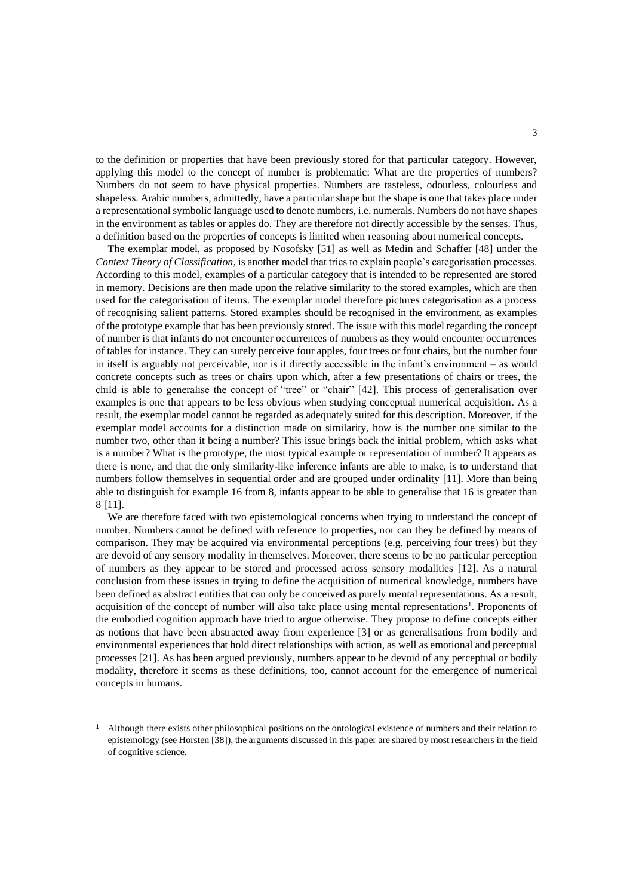to the definition or properties that have been previously stored for that particular category. However, applying this model to the concept of number is problematic: What are the properties of numbers? Numbers do not seem to have physical properties. Numbers are tasteless, odourless, colourless and shapeless. Arabic numbers, admittedly, have a particular shape but the shape is one that takes place under a representational symbolic language used to denote numbers, i.e. numerals. Numbers do not have shapes in the environment as tables or apples do. They are therefore not directly accessible by the senses. Thus, a definition based on the properties of concepts is limited when reasoning about numerical concepts.

The exemplar model, as proposed by Nosofsky [51] as well as Medin and Schaffer [48] under the *Context Theory of Classification*, is another model that tries to explain people's categorisation processes. According to this model, examples of a particular category that is intended to be represented are stored in memory. Decisions are then made upon the relative similarity to the stored examples, which are then used for the categorisation of items. The exemplar model therefore pictures categorisation as a process of recognising salient patterns. Stored examples should be recognised in the environment, as examples of the prototype example that has been previously stored. The issue with this model regarding the concept of number is that infants do not encounter occurrences of numbers as they would encounter occurrences of tables for instance. They can surely perceive four apples, four trees or four chairs, but the number four in itself is arguably not perceivable, nor is it directly accessible in the infant's environment – as would concrete concepts such as trees or chairs upon which, after a few presentations of chairs or trees, the child is able to generalise the concept of "tree" or "chair" [42]. This process of generalisation over examples is one that appears to be less obvious when studying conceptual numerical acquisition. As a result, the exemplar model cannot be regarded as adequately suited for this description. Moreover, if the exemplar model accounts for a distinction made on similarity, how is the number one similar to the number two, other than it being a number? This issue brings back the initial problem, which asks what is a number? What is the prototype, the most typical example or representation of number? It appears as there is none, and that the only similarity-like inference infants are able to make, is to understand that numbers follow themselves in sequential order and are grouped under ordinality [11]. More than being able to distinguish for example 16 from 8, infants appear to be able to generalise that 16 is greater than 8 [11].

We are therefore faced with two epistemological concerns when trying to understand the concept of number. Numbers cannot be defined with reference to properties, nor can they be defined by means of comparison. They may be acquired via environmental perceptions (e.g. perceiving four trees) but they are devoid of any sensory modality in themselves. Moreover, there seems to be no particular perception of numbers as they appear to be stored and processed across sensory modalities [12]. As a natural conclusion from these issues in trying to define the acquisition of numerical knowledge, numbers have been defined as abstract entities that can only be conceived as purely mental representations. As a result, acquisition of the concept of number will also take place using mental representations[1]. Proponents of the embodied cognition approach have tried to argue otherwise. They propose to define concepts either as notions that have been abstracted away from experience [3] or as generalisations from bodily and environmental experiences that hold direct relationships with action, as well as emotional and perceptual processes [21]. As has been argued previously, numbers appear to be devoid of any perceptual or bodily modality, therefore it seems as these definitions, too, cannot account for the emergence of numerical concepts in humans.

[1] Although there exists other philosophical positions on the ontological existence of numbers and their relation to epistemology (see Horsten [38]), the arguments discussed in this paper are shared by most researchers in the field of cognitive science.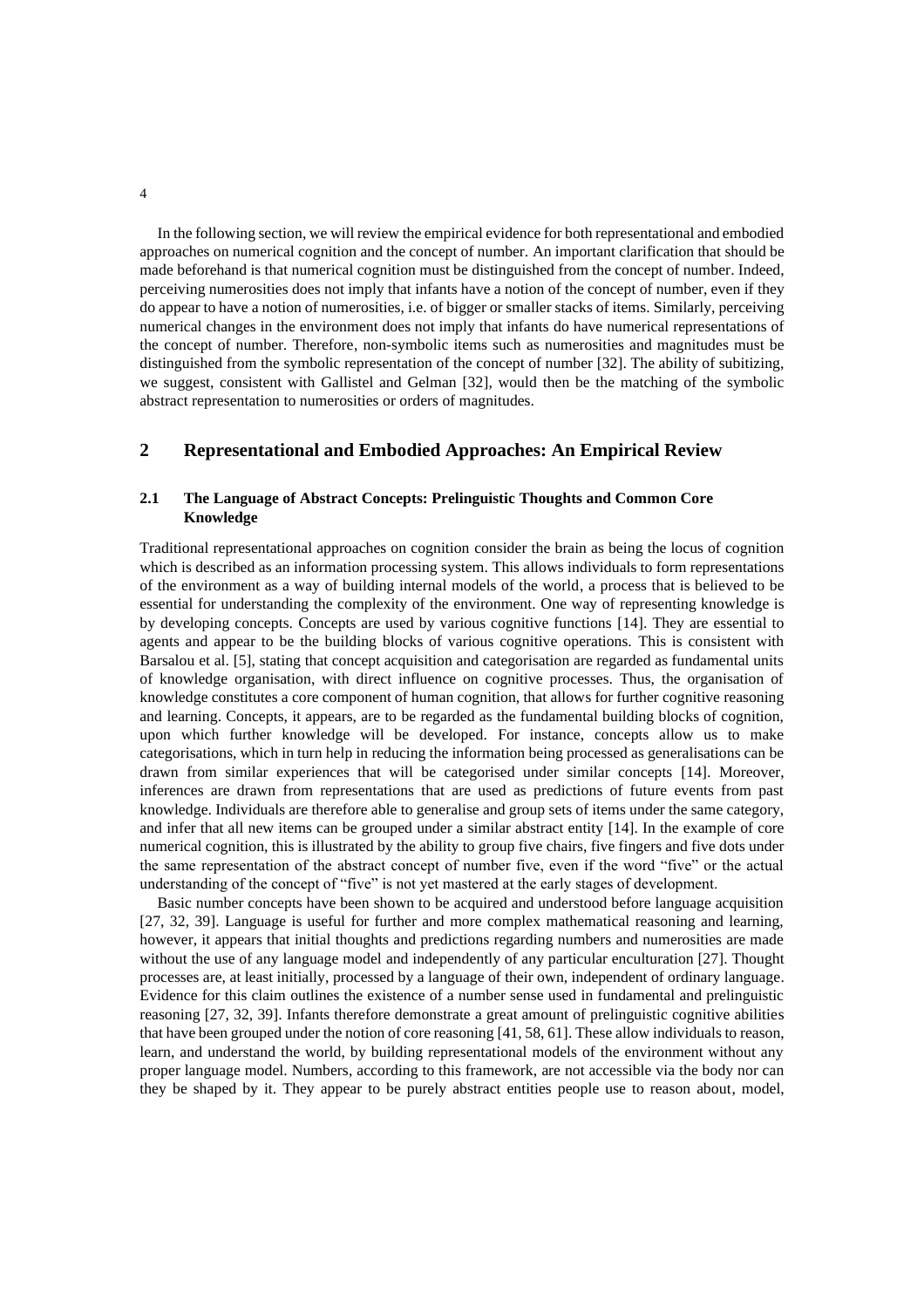In the following section, we will review the empirical evidence for both representational and embodied approaches on numerical cognition and the concept of number. An important clarification that should be made beforehand is that numerical cognition must be distinguished from the concept of number. Indeed, perceiving numerosities does not imply that infants have a notion of the concept of number, even if they do appear to have a notion of numerosities, i.e. of bigger or smaller stacks of items. Similarly, perceiving numerical changes in the environment does not imply that infants do have numerical representations of the concept of number. Therefore, non-symbolic items such as numerosities and magnitudes must be distinguished from the symbolic representation of the concept of number [32]. The ability of subitizing, we suggest, consistent with Gallistel and Gelman [32], would then be the matching of the symbolic abstract representation to numerosities or orders of magnitudes.

## 2 Representational and Embodied Approaches: An Empirical Review

### 2.1 The Language of Abstract Concepts: Prelinguistic Thoughts and Common Core Knowledge

Traditional representational approaches on cognition consider the brain as being the locus of cognition which is described as an information processing system. This allows individuals to form representations of the environment as a way of building internal models of the world, a process that is believed to be essential for understanding the complexity of the environment. One way of representing knowledge is by developing concepts. Concepts are used by various cognitive functions [14]. They are essential to agents and appear to be the building blocks of various cognitive operations. This is consistent with Barsalou et al. [5], stating that concept acquisition and categorisation are regarded as fundamental units of knowledge organisation, with direct influence on cognitive processes. Thus, the organisation of knowledge constitutes a core component of human cognition, that allows for further cognitive reasoning and learning. Concepts, it appears, are to be regarded as the fundamental building blocks of cognition, upon which further knowledge will be developed. For instance, concepts allow us to make categorisations, which in turn help in reducing the information being processed as generalisations can be drawn from similar experiences that will be categorised under similar concepts [14]. Moreover, inferences are drawn from representations that are used as predictions of future events from past knowledge. Individuals are therefore able to generalise and group sets of items under the same category, and infer that all new items can be grouped under a similar abstract entity [14]. In the example of core numerical cognition, this is illustrated by the ability to group five chairs, five fingers and five dots under the same representation of the abstract concept of number five, even if the word "five" or the actual understanding of the concept of "five" is not yet mastered at the early stages of development.

Basic number concepts have been shown to be acquired and understood before language acquisition [27, 32, 39]. Language is useful for further and more complex mathematical reasoning and learning, however, it appears that initial thoughts and predictions regarding numbers and numerosities are made without the use of any language model and independently of any particular enculturation [27]. Thought processes are, at least initially, processed by a language of their own, independent of ordinary language. Evidence for this claim outlines the existence of a number sense used in fundamental and prelinguistic reasoning [27, 32, 39]. Infants therefore demonstrate a great amount of prelinguistic cognitive abilities that have been grouped under the notion of core reasoning [41, 58, 61]. These allow individuals to reason, learn, and understand the world, by building representational models of the environment without any proper language model. Numbers, according to this framework, are not accessible via the body nor can they be shaped by it. They appear to be purely abstract entities people use to reason about, model,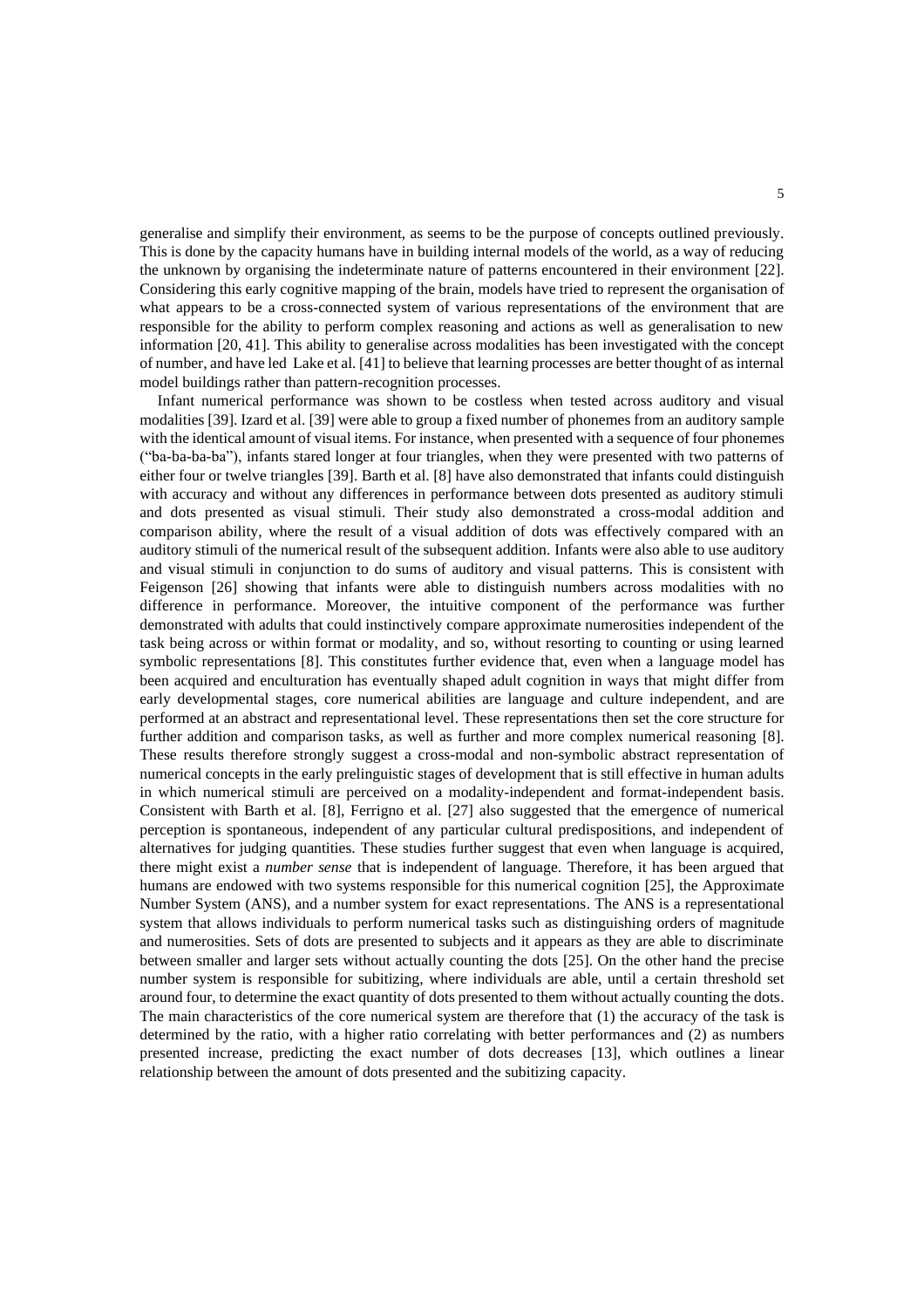generalise and simplify their environment, as seems to be the purpose of concepts outlined previously. This is done by the capacity humans have in building internal models of the world, as a way of reducing the unknown by organising the indeterminate nature of patterns encountered in their environment [22]. Considering this early cognitive mapping of the brain, models have tried to represent the organisation of what appears to be a cross-connected system of various representations of the environment that are responsible for the ability to perform complex reasoning and actions as well as generalisation to new information [20, 41]. This ability to generalise across modalities has been investigated with the concept of number, and have led Lake et al. [41] to believe that learning processes are better thought of as internal model buildings rather than pattern-recognition processes.

Infant numerical performance was shown to be costless when tested across auditory and visual modalities [39]. Izard et al. [39] were able to group a fixed number of phonemes from an auditory sample with the identical amount of visual items. For instance, when presented with a sequence of four phonemes ("ba-ba-ba-ba"), infants stared longer at four triangles, when they were presented with two patterns of either four or twelve triangles [39]. Barth et al. [8] have also demonstrated that infants could distinguish with accuracy and without any differences in performance between dots presented as auditory stimuli and dots presented as visual stimuli. Their study also demonstrated a cross-modal addition and comparison ability, where the result of a visual addition of dots was effectively compared with an auditory stimuli of the numerical result of the subsequent addition. Infants were also able to use auditory and visual stimuli in conjunction to do sums of auditory and visual patterns. This is consistent with Feigenson [26] showing that infants were able to distinguish numbers across modalities with no difference in performance. Moreover, the intuitive component of the performance was further demonstrated with adults that could instinctively compare approximate numerosities independent of the task being across or within format or modality, and so, without resorting to counting or using learned symbolic representations [8]. This constitutes further evidence that, even when a language model has been acquired and enculturation has eventually shaped adult cognition in ways that might differ from early developmental stages, core numerical abilities are language and culture independent, and are performed at an abstract and representational level. These representations then set the core structure for further addition and comparison tasks, as well as further and more complex numerical reasoning [8]. These results therefore strongly suggest a cross-modal and non-symbolic abstract representation of numerical concepts in the early prelinguistic stages of development that is still effective in human adults in which numerical stimuli are perceived on a modality-independent and format-independent basis. Consistent with Barth et al. [8], Ferrigno et al. [27] also suggested that the emergence of numerical perception is spontaneous, independent of any particular cultural predispositions, and independent of alternatives for judging quantities. These studies further suggest that even when language is acquired, there might exist a *number sense* that is independent of language. Therefore, it has been argued that humans are endowed with two systems responsible for this numerical cognition [25], the Approximate Number System (ANS), and a number system for exact representations. The ANS is a representational system that allows individuals to perform numerical tasks such as distinguishing orders of magnitude and numerosities. Sets of dots are presented to subjects and it appears as they are able to discriminate between smaller and larger sets without actually counting the dots [25]. On the other hand the precise number system is responsible for subitizing, where individuals are able, until a certain threshold set around four, to determine the exact quantity of dots presented to them without actually counting the dots. The main characteristics of the core numerical system are therefore that (1) the accuracy of the task is determined by the ratio, with a higher ratio correlating with better performances and (2) as numbers presented increase, predicting the exact number of dots decreases [13], which outlines a linear relationship between the amount of dots presented and the subitizing capacity.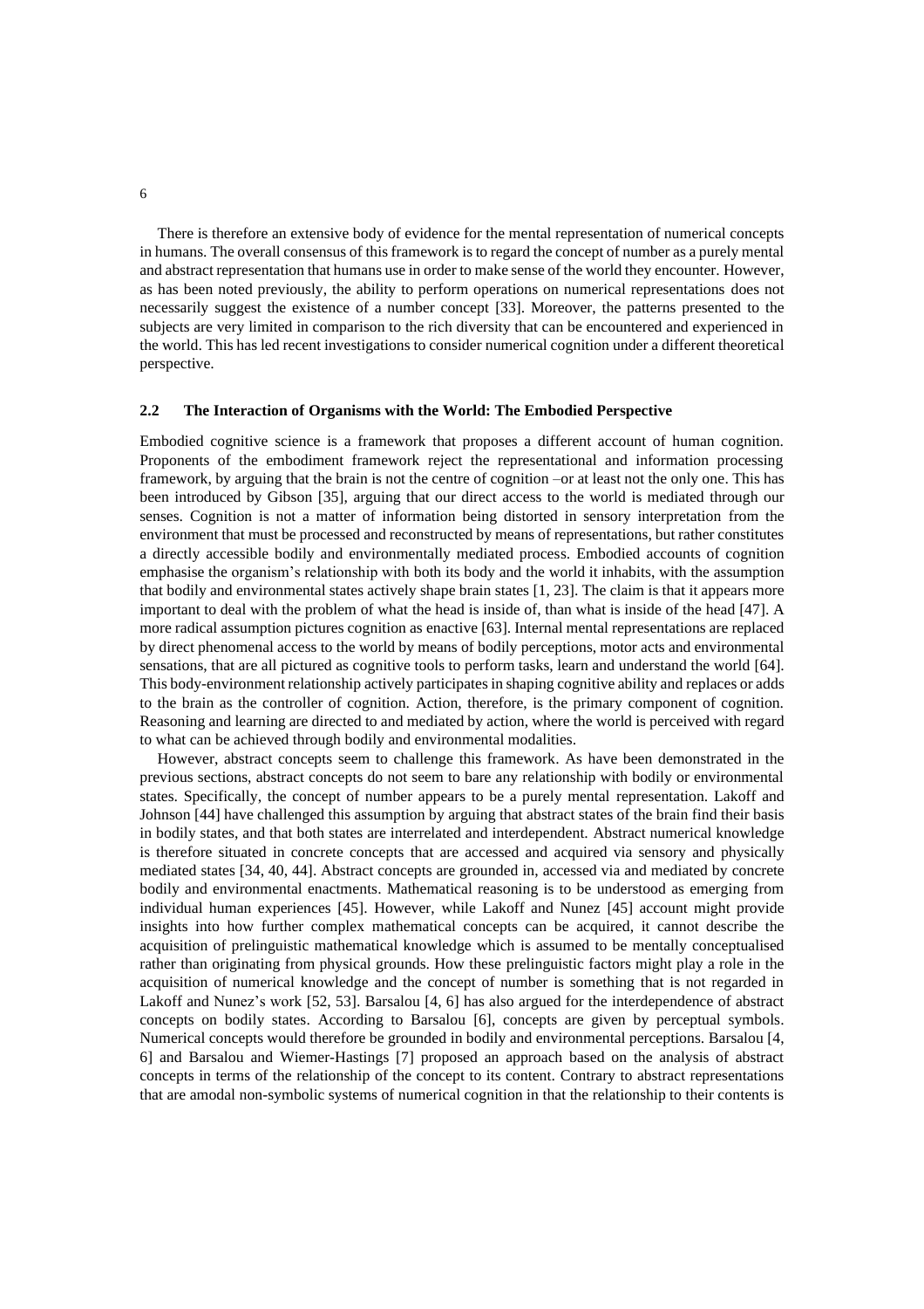There is therefore an extensive body of evidence for the mental representation of numerical concepts in humans. The overall consensus of this framework is to regard the concept of number as a purely mental and abstract representation that humans use in order to make sense of the world they encounter. However, as has been noted previously, the ability to perform operations on numerical representations does not necessarily suggest the existence of a number concept [33]. Moreover, the patterns presented to the subjects are very limited in comparison to the rich diversity that can be encountered and experienced in the world. This has led recent investigations to consider numerical cognition under a different theoretical perspective.

## 2.2 The Interaction of Organisms with the World: The Embodied Perspective

Embodied cognitive science is a framework that proposes a different account of human cognition. Proponents of the embodiment framework reject the representational and information processing framework, by arguing that the brain is not the centre of cognition –or at least not the only one. This has been introduced by Gibson [35], arguing that our direct access to the world is mediated through our senses. Cognition is not a matter of information being distorted in sensory interpretation from the environment that must be processed and reconstructed by means of representations, but rather constitutes a directly accessible bodily and environmentally mediated process. Embodied accounts of cognition emphasise the organism's relationship with both its body and the world it inhabits, with the assumption that bodily and environmental states actively shape brain states [1, 23]. The claim is that it appears more important to deal with the problem of what the head is inside of, than what is inside of the head [47]. A more radical assumption pictures cognition as enactive [63]. Internal mental representations are replaced by direct phenomenal access to the world by means of bodily perceptions, motor acts and environmental sensations, that are all pictured as cognitive tools to perform tasks, learn and understand the world [64]. This body-environment relationship actively participates in shaping cognitive ability and replaces or adds to the brain as the controller of cognition. Action, therefore, is the primary component of cognition. Reasoning and learning are directed to and mediated by action, where the world is perceived with regard to what can be achieved through bodily and environmental modalities.

However, abstract concepts seem to challenge this framework. As have been demonstrated in the previous sections, abstract concepts do not seem to bare any relationship with bodily or environmental states. Specifically, the concept of number appears to be a purely mental representation. Lakoff and Johnson [44] have challenged this assumption by arguing that abstract states of the brain find their basis in bodily states, and that both states are interrelated and interdependent. Abstract numerical knowledge is therefore situated in concrete concepts that are accessed and acquired via sensory and physically mediated states [34, 40, 44]. Abstract concepts are grounded in, accessed via and mediated by concrete bodily and environmental enactments. Mathematical reasoning is to be understood as emerging from individual human experiences [45]. However, while Lakoff and Nunez [45] account might provide insights into how further complex mathematical concepts can be acquired, it cannot describe the acquisition of prelinguistic mathematical knowledge which is assumed to be mentally conceptualised rather than originating from physical grounds. How these prelinguistic factors might play a role in the acquisition of numerical knowledge and the concept of number is something that is not regarded in Lakoff and Nunez's work [52, 53]. Barsalou [4, 6] has also argued for the interdependence of abstract concepts on bodily states. According to Barsalou [6], concepts are given by perceptual symbols. Numerical concepts would therefore be grounded in bodily and environmental perceptions. Barsalou [4, 6] and Barsalou and Wiemer-Hastings [7] proposed an approach based on the analysis of abstract concepts in terms of the relationship of the concept to its content. Contrary to abstract representations that are amodal non-symbolic systems of numerical cognition in that the relationship to their contents is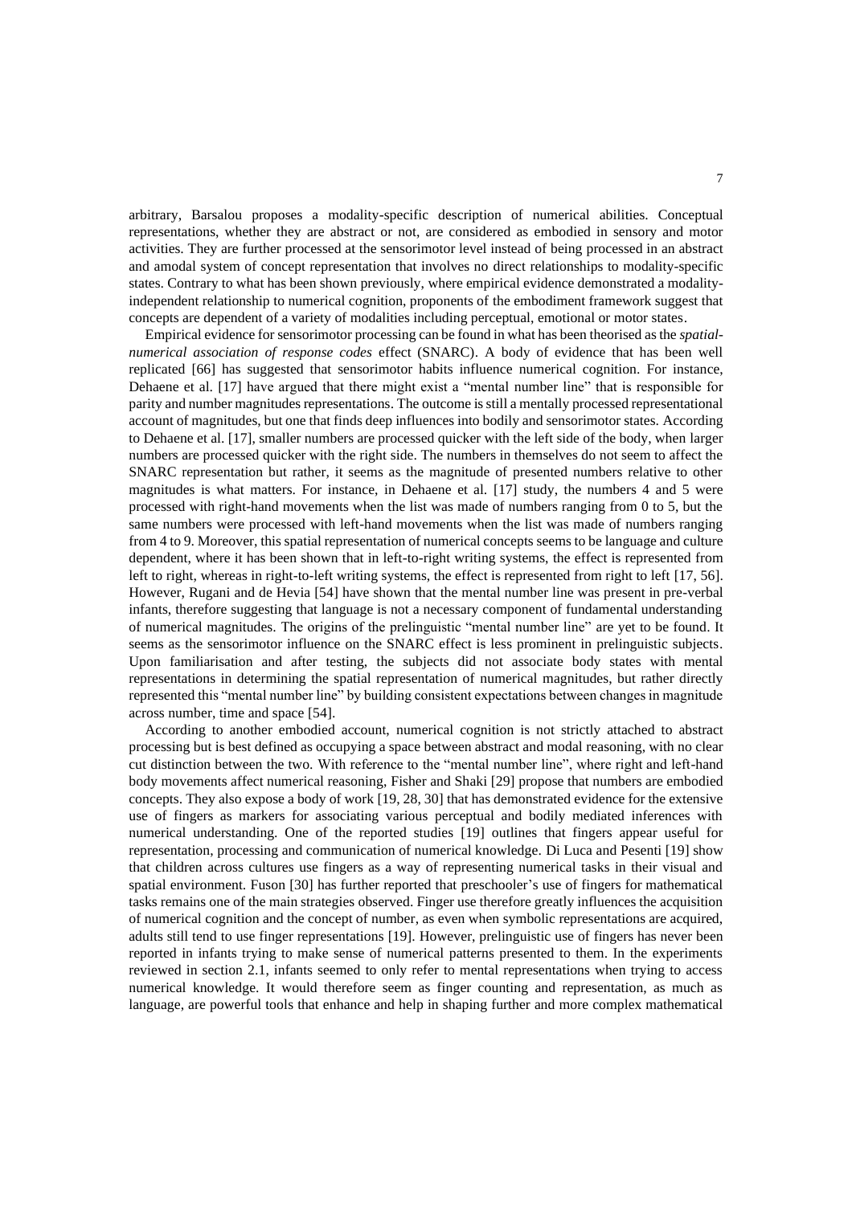arbitrary, Barsalou proposes a modality-specific description of numerical abilities. Conceptual representations, whether they are abstract or not, are considered as embodied in sensory and motor activities. They are further processed at the sensorimotor level instead of being processed in an abstract and amodal system of concept representation that involves no direct relationships to modality-specific states. Contrary to what has been shown previously, where empirical evidence demonstrated a modality-independent relationship to numerical cognition, proponents of the embodiment framework suggest that concepts are dependent of a variety of modalities including perceptual, emotional or motor states.

Empirical evidence for sensorimotor processing can be found in what has been theorised as the *spatial-numerical association of response codes* effect (SNARC). A body of evidence that has been well replicated [66] has suggested that sensorimotor habits influence numerical cognition. For instance, Dehaene et al. [17] have argued that there might exist a "mental number line" that is responsible for parity and number magnitudes representations. The outcome is still a mentally processed representational account of magnitudes, but one that finds deep influences into bodily and sensorimotor states. According to Dehaene et al. [17], smaller numbers are processed quicker with the left side of the body, when larger numbers are processed quicker with the right side. The numbers in themselves do not seem to affect the SNARC representation but rather, it seems as the magnitude of presented numbers relative to other magnitudes is what matters. For instance, in Dehaene et al. [17] study, the numbers 4 and 5 were processed with right-hand movements when the list was made of numbers ranging from 0 to 5, but the same numbers were processed with left-hand movements when the list was made of numbers ranging from 4 to 9. Moreover, this spatial representation of numerical concepts seems to be language and culture dependent, where it has been shown that in left-to-right writing systems, the effect is represented from left to right, whereas in right-to-left writing systems, the effect is represented from right to left [17, 56]. However, Rugani and de Hevia [54] have shown that the mental number line was present in pre-verbal infants, therefore suggesting that language is not a necessary component of fundamental understanding of numerical magnitudes. The origins of the prelinguistic "mental number line" are yet to be found. It seems as the sensorimotor influence on the SNARC effect is less prominent in prelinguistic subjects. Upon familiarisation and after testing, the subjects did not associate body states with mental representations in determining the spatial representation of numerical magnitudes, but rather directly represented this "mental number line" by building consistent expectations between changes in magnitude across number, time and space [54].

According to another embodied account, numerical cognition is not strictly attached to abstract processing but is best defined as occupying a space between abstract and modal reasoning, with no clear cut distinction between the two. With reference to the "mental number line", where right and left-hand body movements affect numerical reasoning, Fisher and Shaki [29] propose that numbers are embodied concepts. They also expose a body of work [19, 28, 30] that has demonstrated evidence for the extensive use of fingers as markers for associating various perceptual and bodily mediated inferences with numerical understanding. One of the reported studies [19] outlines that fingers appear useful for representation, processing and communication of numerical knowledge. Di Luca and Pesenti [19] show that children across cultures use fingers as a way of representing numerical tasks in their visual and spatial environment. Fuson [30] has further reported that preschooler's use of fingers for mathematical tasks remains one of the main strategies observed. Finger use therefore greatly influences the acquisition of numerical cognition and the concept of number, as even when symbolic representations are acquired, adults still tend to use finger representations [19]. However, prelinguistic use of fingers has never been reported in infants trying to make sense of numerical patterns presented to them. In the experiments reviewed in section 2.1, infants seemed to only refer to mental representations when trying to access numerical knowledge. It would therefore seem as finger counting and representation, as much as language, are powerful tools that enhance and help in shaping further and more complex mathematical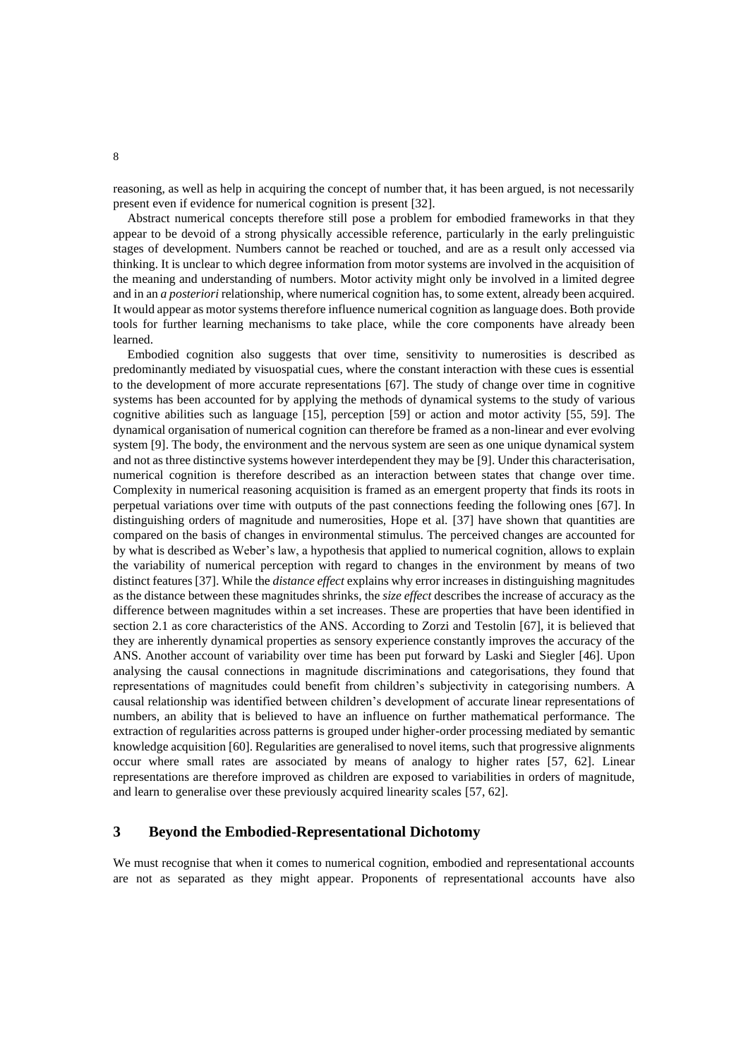reasoning, as well as help in acquiring the concept of number that, it has been argued, is not necessarily present even if evidence for numerical cognition is present [32].

Abstract numerical concepts therefore still pose a problem for embodied frameworks in that they appear to be devoid of a strong physically accessible reference, particularly in the early prelinguistic stages of development. Numbers cannot be reached or touched, and are as a result only accessed via thinking. It is unclear to which degree information from motor systems are involved in the acquisition of the meaning and understanding of numbers. Motor activity might only be involved in a limited degree and in an *a posteriori* relationship, where numerical cognition has, to some extent, already been acquired. It would appear as motor systems therefore influence numerical cognition as language does. Both provide tools for further learning mechanisms to take place, while the core components have already been learned.

Embodied cognition also suggests that over time, sensitivity to numerosities is described as predominantly mediated by visuospatial cues, where the constant interaction with these cues is essential to the development of more accurate representations [67]. The study of change over time in cognitive systems has been accounted for by applying the methods of dynamical systems to the study of various cognitive abilities such as language [15], perception [59] or action and motor activity [55, 59]. The dynamical organisation of numerical cognition can therefore be framed as a non-linear and ever evolving system [9]. The body, the environment and the nervous system are seen as one unique dynamical system and not as three distinctive systems however interdependent they may be [9]. Under this characterisation, numerical cognition is therefore described as an interaction between states that change over time. Complexity in numerical reasoning acquisition is framed as an emergent property that finds its roots in perpetual variations over time with outputs of the past connections feeding the following ones [67]. In distinguishing orders of magnitude and numerosities, Hope et al. [37] have shown that quantities are compared on the basis of changes in environmental stimulus. The perceived changes are accounted for by what is described as Weber's law, a hypothesis that applied to numerical cognition, allows to explain the variability of numerical perception with regard to changes in the environment by means of two distinct features [37]. While the *distance effect* explains why error increases in distinguishing magnitudes as the distance between these magnitudes shrinks, the *size effect* describes the increase of accuracy as the difference between magnitudes within a set increases. These are properties that have been identified in section 2.1 as core characteristics of the ANS. According to Zorzi and Testolin [67], it is believed that they are inherently dynamical properties as sensory experience constantly improves the accuracy of the ANS. Another account of variability over time has been put forward by Laski and Siegler [46]. Upon analysing the causal connections in magnitude discriminations and categorisations, they found that representations of magnitudes could benefit from children's subjectivity in categorising numbers. A causal relationship was identified between children's development of accurate linear representations of numbers, an ability that is believed to have an influence on further mathematical performance. The extraction of regularities across patterns is grouped under higher-order processing mediated by semantic knowledge acquisition [60]. Regularities are generalised to novel items, such that progressive alignments occur where small rates are associated by means of analogy to higher rates [57, 62]. Linear representations are therefore improved as children are exposed to variabilities in orders of magnitude, and learn to generalise over these previously acquired linearity scales [57, 62].

## 3 Beyond the Embodied-Representational Dichotomy

We must recognise that when it comes to numerical cognition, embodied and representational accounts are not as separated as they might appear. Proponents of representational accounts have also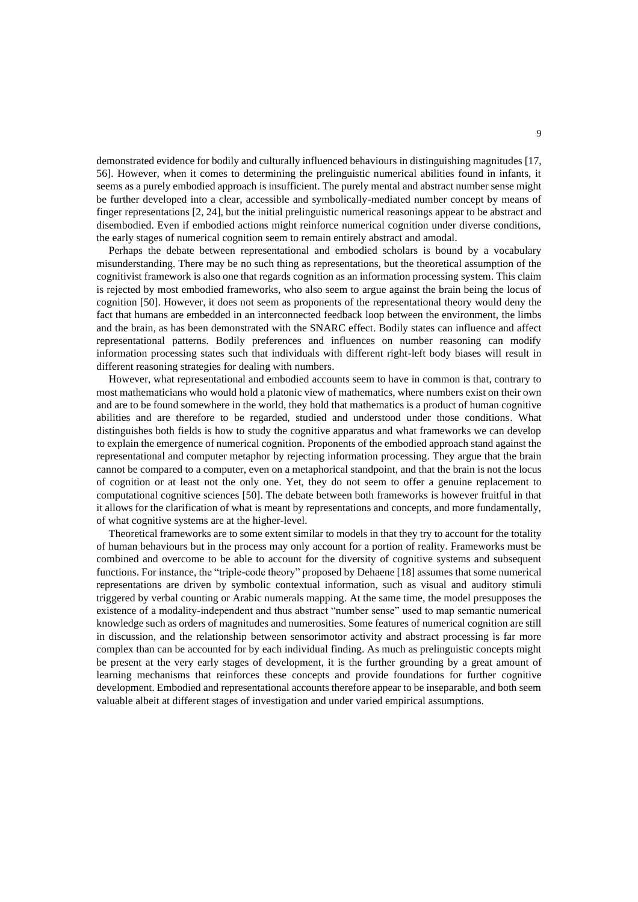demonstrated evidence for bodily and culturally influenced behaviours in distinguishing magnitudes [17, 56]. However, when it comes to determining the prelinguistic numerical abilities found in infants, it seems as a purely embodied approach is insufficient. The purely mental and abstract number sense might be further developed into a clear, accessible and symbolically-mediated number concept by means of finger representations [2, 24], but the initial prelinguistic numerical reasonings appear to be abstract and disembodied. Even if embodied actions might reinforce numerical cognition under diverse conditions, the early stages of numerical cognition seem to remain entirely abstract and amodal.

Perhaps the debate between representational and embodied scholars is bound by a vocabulary misunderstanding. There may be no such thing as representations, but the theoretical assumption of the cognitivist framework is also one that regards cognition as an information processing system. This claim is rejected by most embodied frameworks, who also seem to argue against the brain being the locus of cognition [50]. However, it does not seem as proponents of the representational theory would deny the fact that humans are embedded in an interconnected feedback loop between the environment, the limbs and the brain, as has been demonstrated with the SNARC effect. Bodily states can influence and affect representational patterns. Bodily preferences and influences on number reasoning can modify information processing states such that individuals with different right-left body biases will result in different reasoning strategies for dealing with numbers.

However, what representational and embodied accounts seem to have in common is that, contrary to most mathematicians who would hold a platonic view of mathematics, where numbers exist on their own and are to be found somewhere in the world, they hold that mathematics is a product of human cognitive abilities and are therefore to be regarded, studied and understood under those conditions. What distinguishes both fields is how to study the cognitive apparatus and what frameworks we can develop to explain the emergence of numerical cognition. Proponents of the embodied approach stand against the representational and computer metaphor by rejecting information processing. They argue that the brain cannot be compared to a computer, even on a metaphorical standpoint, and that the brain is not the locus of cognition or at least not the only one. Yet, they do not seem to offer a genuine replacement to computational cognitive sciences [50]. The debate between both frameworks is however fruitful in that it allows for the clarification of what is meant by representations and concepts, and more fundamentally, of what cognitive systems are at the higher-level.

Theoretical frameworks are to some extent similar to models in that they try to account for the totality of human behaviours but in the process may only account for a portion of reality. Frameworks must be combined and overcome to be able to account for the diversity of cognitive systems and subsequent functions. For instance, the "triple-code theory" proposed by Dehaene [18] assumes that some numerical representations are driven by symbolic contextual information, such as visual and auditory stimuli triggered by verbal counting or Arabic numerals mapping. At the same time, the model presupposes the existence of a modality-independent and thus abstract "number sense" used to map semantic numerical knowledge such as orders of magnitudes and numerosities. Some features of numerical cognition are still in discussion, and the relationship between sensorimotor activity and abstract processing is far more complex than can be accounted for by each individual finding. As much as prelinguistic concepts might be present at the very early stages of development, it is the further grounding by a great amount of learning mechanisms that reinforces these concepts and provide foundations for further cognitive development. Embodied and representational accounts therefore appear to be inseparable, and both seem valuable albeit at different stages of investigation and under varied empirical assumptions.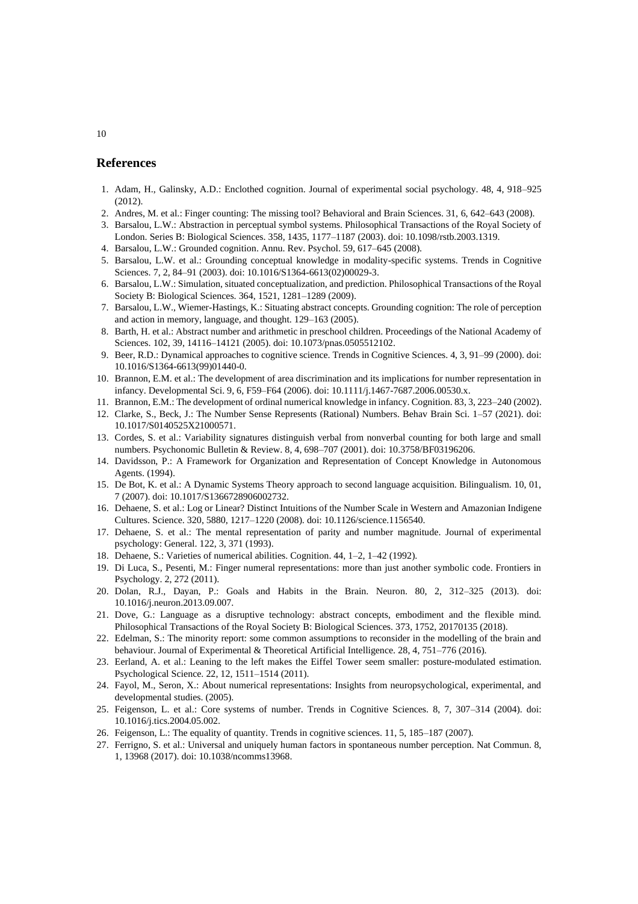## References

1. Adam, H., Galinsky, A.D.: Enclothed cognition. Journal of experimental social psychology. 48, 4, 918–925 (2012).
2. Andres, M. et al.: Finger counting: The missing tool? Behavioral and Brain Sciences. 31, 6, 642–643 (2008).
3. Barsalou, L.W.: Abstraction in perceptual symbol systems. Philosophical Transactions of the Royal Society of London. Series B: Biological Sciences. 358, 1435, 1177–1187 (2003). doi: 10.1098/rstb.2003.1319.
4. Barsalou, L.W.: Grounded cognition. Annu. Rev. Psychol. 59, 617–645 (2008).
5. Barsalou, L.W. et al.: Grounding conceptual knowledge in modality-specific systems. Trends in Cognitive Sciences. 7, 2, 84–91 (2003). doi: 10.1016/S1364-6613(02)00029-3.
6. Barsalou, L.W.: Simulation, situated conceptualization, and prediction. Philosophical Transactions of the Royal Society B: Biological Sciences. 364, 1521, 1281–1289 (2009).
7. Barsalou, L.W., Wiemer-Hastings, K.: Situating abstract concepts. Grounding cognition: The role of perception and action in memory, language, and thought. 129–163 (2005).
8. Barth, H. et al.: Abstract number and arithmetic in preschool children. Proceedings of the National Academy of Sciences. 102, 39, 14116–14121 (2005). doi: 10.1073/pnas.0505512102.
9. Beer, R.D.: Dynamical approaches to cognitive science. Trends in Cognitive Sciences. 4, 3, 91–99 (2000). doi: 10.1016/S1364-6613(99)01440-0.
10. Brannon, E.M. et al.: The development of area discrimination and its implications for number representation in infancy. Developmental Sci. 9, 6, F59–F64 (2006). doi: 10.1111/j.1467-7687.2006.00530.x.
11. Brannon, E.M.: The development of ordinal numerical knowledge in infancy. Cognition. 83, 3, 223–240 (2002).
12. Clarke, S., Beck, J.: The Number Sense Represents (Rational) Numbers. Behav Brain Sci. 1–57 (2021). doi: 10.1017/S0140525X21000571.
13. Cordes, S. et al.: Variability signatures distinguish verbal from nonverbal counting for both large and small numbers. Psychonomic Bulletin & Review. 8, 4, 698–707 (2001). doi: 10.3758/BF03196206.
14. Davidsson, P.: A Framework for Organization and Representation of Concept Knowledge in Autonomous Agents. (1994).
15. De Bot, K. et al.: A Dynamic Systems Theory approach to second language acquisition. Bilingualism. 10, 01, 7 (2007). doi: 10.1017/S1366728906002732.
16. Dehaene, S. et al.: Log or Linear? Distinct Intuitions of the Number Scale in Western and Amazonian Indigene Cultures. Science. 320, 5880, 1217–1220 (2008). doi: 10.1126/science.1156540.
17. Dehaene, S. et al.: The mental representation of parity and number magnitude. Journal of experimental psychology: General. 122, 3, 371 (1993).
18. Dehaene, S.: Varieties of numerical abilities. Cognition. 44, 1–2, 1–42 (1992).
19. Di Luca, S., Pesenti, M.: Finger numeral representations: more than just another symbolic code. Frontiers in Psychology. 2, 272 (2011).
20. Dolan, R.J., Dayan, P.: Goals and Habits in the Brain. Neuron. 80, 2, 312–325 (2013). doi: 10.1016/j.neuron.2013.09.007.
21. Dove, G.: Language as a disruptive technology: abstract concepts, embodiment and the flexible mind. Philosophical Transactions of the Royal Society B: Biological Sciences. 373, 1752, 20170135 (2018).
22. Edelman, S.: The minority report: some common assumptions to reconsider in the modelling of the brain and behaviour. Journal of Experimental & Theoretical Artificial Intelligence. 28, 4, 751–776 (2016).
23. Eerland, A. et al.: Leaning to the left makes the Eiffel Tower seem smaller: posture-modulated estimation. Psychological Science. 22, 12, 1511–1514 (2011).
24. Fayol, M., Seron, X.: About numerical representations: Insights from neuropsychological, experimental, and developmental studies. (2005).
25. Feigenson, L. et al.: Core systems of number. Trends in Cognitive Sciences. 8, 7, 307–314 (2004). doi: 10.1016/j.tics.2004.05.002.
26. Feigenson, L.: The equality of quantity. Trends in cognitive sciences. 11, 5, 185–187 (2007).
27. Ferrigno, S. et al.: Universal and uniquely human factors in spontaneous number perception. Nat Commun. 8, 1, 13968 (2017). doi: 10.1038/ncomms13968.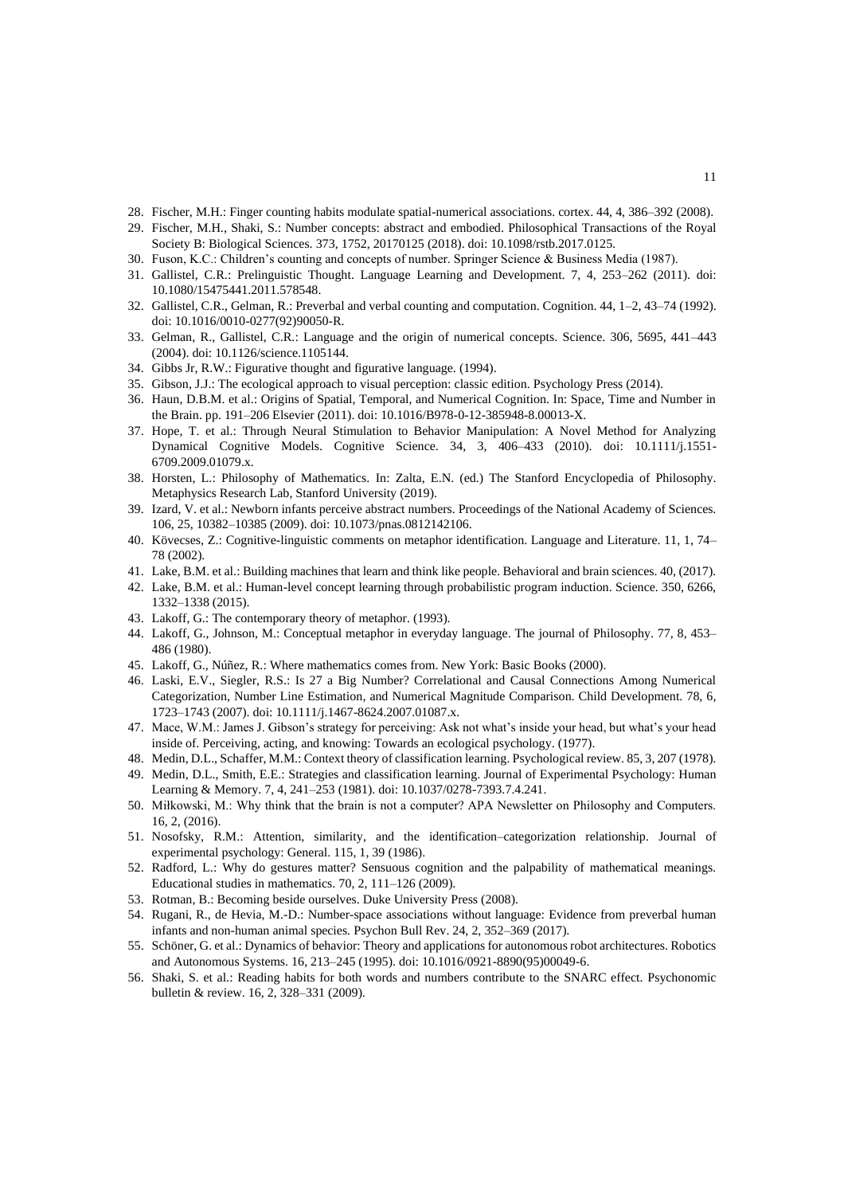28. Fischer, M.H.: Finger counting habits modulate spatial-numerical associations. cortex. 44, 4, 386–392 (2008).
29. Fischer, M.H., Shaki, S.: Number concepts: abstract and embodied. Philosophical Transactions of the Royal Society B: Biological Sciences. 373, 1752, 20170125 (2018). doi: 10.1098/rstb.2017.0125.
30. Fuson, K.C.: Children's counting and concepts of number. Springer Science & Business Media (1987).
31. Gallistel, C.R.: Prelinguistic Thought. Language Learning and Development. 7, 4, 253–262 (2011). doi: 10.1080/15475441.2011.578548.
32. Gallistel, C.R., Gelman, R.: Preverbal and verbal counting and computation. Cognition. 44, 1–2, 43–74 (1992). doi: 10.1016/0010-0277(92)90050-R.
33. Gelman, R., Gallistel, C.R.: Language and the origin of numerical concepts. Science. 306, 5695, 441–443 (2004). doi: 10.1126/science.1105144.
34. Gibbs Jr, R.W.: Figurative thought and figurative language. (1994).
35. Gibson, J.J.: The ecological approach to visual perception: classic edition. Psychology Press (2014).
36. Haun, D.B.M. et al.: Origins of Spatial, Temporal, and Numerical Cognition. In: Space, Time and Number in the Brain. pp. 191–206 Elsevier (2011). doi: 10.1016/B978-0-12-385948-8.00013-X.
37. Hope, T. et al.: Through Neural Stimulation to Behavior Manipulation: A Novel Method for Analyzing Dynamical Cognitive Models. Cognitive Science. 34, 3, 406–433 (2010). doi: 10.1111/j.1551-6709.2009.01079.x.
38. Horsten, L.: Philosophy of Mathematics. In: Zalta, E.N. (ed.) The Stanford Encyclopedia of Philosophy. Metaphysics Research Lab, Stanford University (2019).
39. Izard, V. et al.: Newborn infants perceive abstract numbers. Proceedings of the National Academy of Sciences. 106, 25, 10382–10385 (2009). doi: 10.1073/pnas.0812142106.
40. Kövecses, Z.: Cognitive-linguistic comments on metaphor identification. Language and Literature. 11, 1, 74–78 (2002).
41. Lake, B.M. et al.: Building machines that learn and think like people. Behavioral and brain sciences. 40, (2017).
42. Lake, B.M. et al.: Human-level concept learning through probabilistic program induction. Science. 350, 6266, 1332–1338 (2015).
43. Lakoff, G.: The contemporary theory of metaphor. (1993).
44. Lakoff, G., Johnson, M.: Conceptual metaphor in everyday language. The journal of Philosophy. 77, 8, 453–486 (1980).
45. Lakoff, G., Núñez, R.: Where mathematics comes from. New York: Basic Books (2000).
46. Laski, E.V., Siegler, R.S.: Is 27 a Big Number? Correlational and Causal Connections Among Numerical Categorization, Number Line Estimation, and Numerical Magnitude Comparison. Child Development. 78, 6, 1723–1743 (2007). doi: 10.1111/j.1467-8624.2007.01087.x.
47. Mace, W.M.: James J. Gibson's strategy for perceiving: Ask not what's inside your head, but what's your head inside of. Perceiving, acting, and knowing: Towards an ecological psychology. (1977).
48. Medin, D.L., Schaffer, M.M.: Context theory of classification learning. Psychological review. 85, 3, 207 (1978).
49. Medin, D.L., Smith, E.E.: Strategies and classification learning. Journal of Experimental Psychology: Human Learning & Memory. 7, 4, 241–253 (1981). doi: 10.1037/0278-7393.7.4.241.
50. Miłkowski, M.: Why think that the brain is not a computer? APA Newsletter on Philosophy and Computers. 16, 2, (2016).
51. Nosofsky, R.M.: Attention, similarity, and the identification–categorization relationship. Journal of experimental psychology: General. 115, 1, 39 (1986).
52. Radford, L.: Why do gestures matter? Sensuous cognition and the palpability of mathematical meanings. Educational studies in mathematics. 70, 2, 111–126 (2009).
53. Rotman, B.: Becoming beside ourselves. Duke University Press (2008).
54. Rugani, R., de Hevia, M.-D.: Number-space associations without language: Evidence from preverbal human infants and non-human animal species. Psychon Bull Rev. 24, 2, 352–369 (2017).
55. Schöner, G. et al.: Dynamics of behavior: Theory and applications for autonomous robot architectures. Robotics and Autonomous Systems. 16, 213–245 (1995). doi: 10.1016/0921-8890(95)00049-6.
56. Shaki, S. et al.: Reading habits for both words and numbers contribute to the SNARC effect. Psychonomic bulletin & review. 16, 2, 328–331 (2009).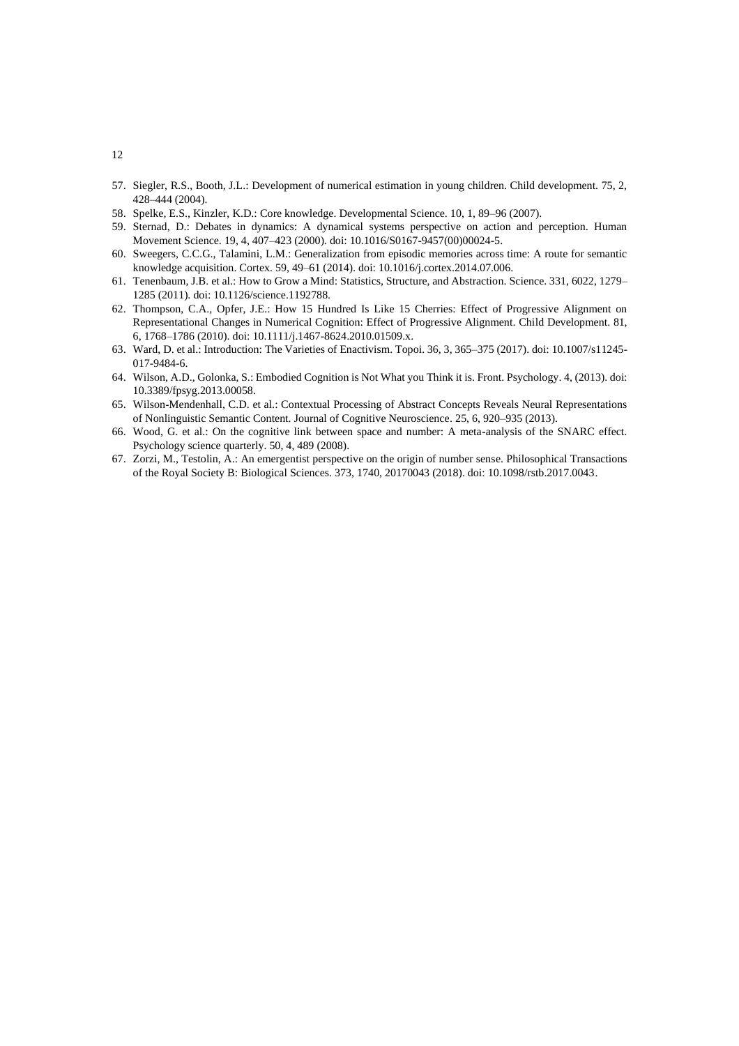57. Siegler, R.S., Booth, J.L.: Development of numerical estimation in young children. Child development. 75, 2, 428–444 (2004).
58. Spelke, E.S., Kinzler, K.D.: Core knowledge. Developmental Science. 10, 1, 89–96 (2007).
59. Sternad, D.: Debates in dynamics: A dynamical systems perspective on action and perception. Human Movement Science. 19, 4, 407–423 (2000). doi: 10.1016/S0167-9457(00)00024-5.
60. Sweegers, C.C.G., Talamini, L.M.: Generalization from episodic memories across time: A route for semantic knowledge acquisition. Cortex. 59, 49–61 (2014). doi: 10.1016/j.cortex.2014.07.006.
61. Tenenbaum, J.B. et al.: How to Grow a Mind: Statistics, Structure, and Abstraction. Science. 331, 6022, 1279–1285 (2011). doi: 10.1126/science.1192788.
62. Thompson, C.A., Opfer, J.E.: How 15 Hundred Is Like 15 Cherries: Effect of Progressive Alignment on Representational Changes in Numerical Cognition: Effect of Progressive Alignment. Child Development. 81, 6, 1768–1786 (2010). doi: 10.1111/j.1467-8624.2010.01509.x.
63. Ward, D. et al.: Introduction: The Varieties of Enactivism. Topoi. 36, 3, 365–375 (2017). doi: 10.1007/s11245-017-9484-6.
64. Wilson, A.D., Golonka, S.: Embodied Cognition is Not What you Think it is. Front. Psychology. 4, (2013). doi: 10.3389/fpsyg.2013.00058.
65. Wilson-Mendenhall, C.D. et al.: Contextual Processing of Abstract Concepts Reveals Neural Representations of Nonlinguistic Semantic Content. Journal of Cognitive Neuroscience. 25, 6, 920–935 (2013).
66. Wood, G. et al.: On the cognitive link between space and number: A meta-analysis of the SNARC effect. Psychology science quarterly. 50, 4, 489 (2008).
67. Zorzi, M., Testolin, A.: An emergentist perspective on the origin of number sense. Philosophical Transactions of the Royal Society B: Biological Sciences. 373, 1740, 20170043 (2018). doi: 10.1098/rstb.2017.0043.